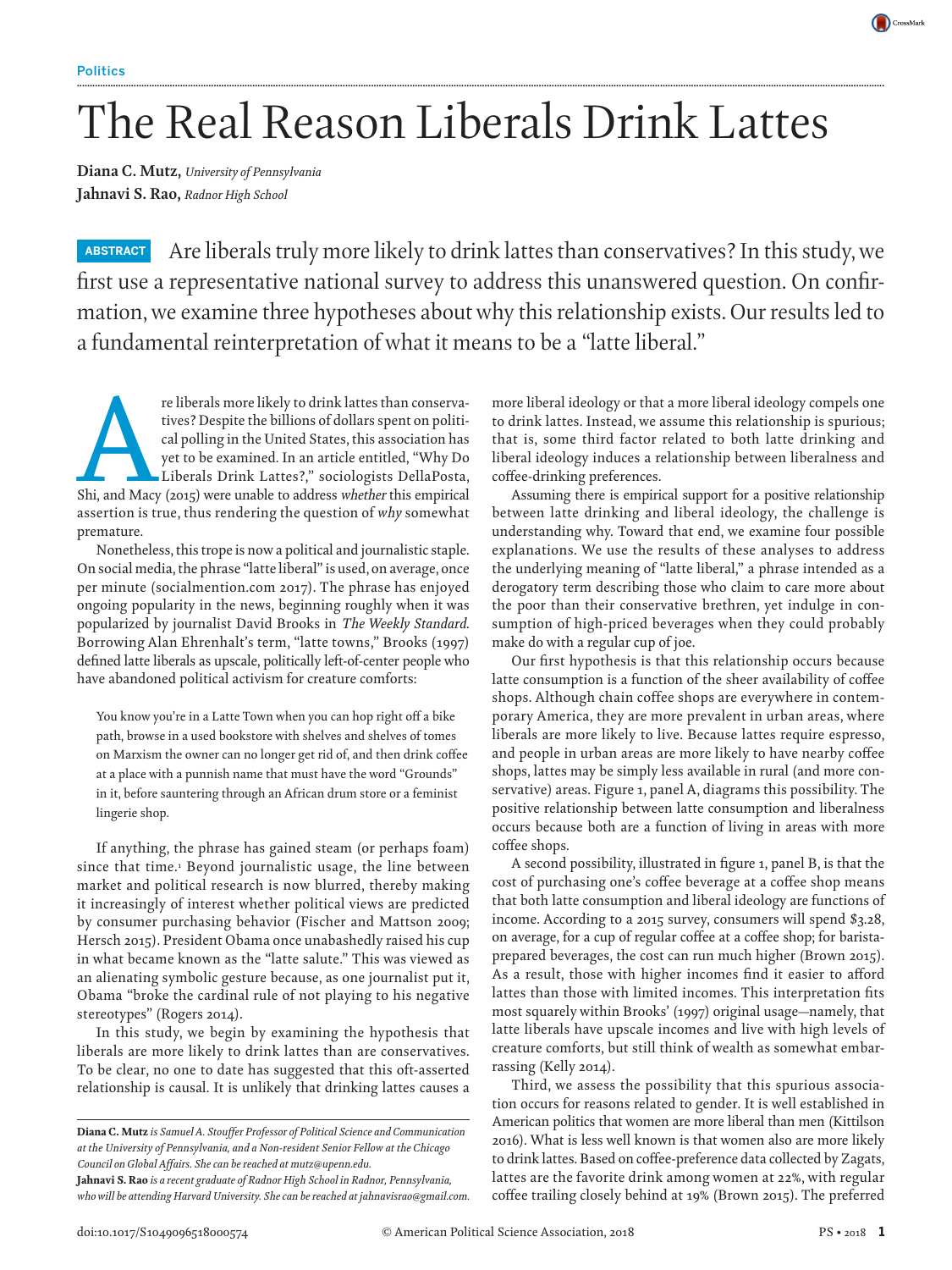Politics

# The Real Reason Liberals Drink Lattes

**Diana C. Mutz,** *University of Pennsylvania*
**Jahnavi S. Rao,** *Radnor High School*

**ABSTRACT** Are liberals truly more likely to drink lattes than conservatives? In this study, we first use a representative national survey to address this unanswered question. On confirmation, we examine three hypotheses about why this relationship exists. Our results led to a fundamental reinterpretation of what it means to be a "latte liberal."

Are liberals more likely to drink lattes than conservatives? Despite the billions of dollars spent on political polling in the United States, this association has yet to be examined. In an article entitled, "Why Do Liberals Drink Lattes?," sociologists DellaPosta, Shi, and Macy (2015) were unable to address *whether* this empirical assertion is true, thus rendering the question of *why* somewhat premature.

Nonetheless, this trope is now a political and journalistic staple. On social media, the phrase "latte liberal" is used, on average, once per minute (socialmention.com 2017). The phrase has enjoyed ongoing popularity in the news, beginning roughly when it was popularized by journalist David Brooks in *The Weekly Standard*. Borrowing Alan Ehrenhalt's term, "latte towns," Brooks (1997) defined latte liberals as upscale, politically left-of-center people who have abandoned political activism for creature comforts:

> You know you're in a Latte Town when you can hop right off a bike path, browse in a used bookstore with shelves and shelves of tomes on Marxism the owner can no longer get rid of, and then drink coffee at a place with a punnish name that must have the word "Grounds" in it, before sauntering through an African drum store or a feminist lingerie shop.

If anything, the phrase has gained steam (or perhaps foam) since that time.[1] Beyond journalistic usage, the line between market and political research is now blurred, thereby making it increasingly of interest whether political views are predicted by consumer purchasing behavior (Fischer and Mattson 2009; Hersch 2015). President Obama once unabashedly raised his cup in what became known as the "latte salute." This was viewed as an alienating symbolic gesture because, as one journalist put it, Obama "broke the cardinal rule of not playing to his negative stereotypes" (Rogers 2014).

In this study, we begin by examining the hypothesis that liberals are more likely to drink lattes than are conservatives. To be clear, no one to date has suggested that this oft-asserted relationship is causal. It is unlikely that drinking lattes causes a more liberal ideology or that a more liberal ideology compels one to drink lattes. Instead, we assume this relationship is spurious; that is, some third factor related to both latte drinking and liberal ideology induces a relationship between liberalness and coffee-drinking preferences.

Assuming there is empirical support for a positive relationship between latte drinking and liberal ideology, the challenge is understanding why. Toward that end, we examine four possible explanations. We use the results of these analyses to address the underlying meaning of "latte liberal," a phrase intended as a derogatory term describing those who claim to care more about the poor than their conservative brethren, yet indulge in consumption of high-priced beverages when they could probably make do with a regular cup of joe.

Our first hypothesis is that this relationship occurs because latte consumption is a function of the sheer availability of coffee shops. Although chain coffee shops are everywhere in contemporary America, they are more prevalent in urban areas, where liberals are more likely to live. Because lattes require espresso, and people in urban areas are more likely to have nearby coffee shops, lattes may be simply less available in rural (and more conservative) areas. Figure 1, panel A, diagrams this possibility. The positive relationship between latte consumption and liberalness occurs because both are a function of living in areas with more coffee shops.

A second possibility, illustrated in figure 1, panel B, is that the cost of purchasing one's coffee beverage at a coffee shop means that both latte consumption and liberal ideology are functions of income. According to a 2015 survey, consumers will spend $3.28, on average, for a cup of regular coffee at a coffee shop; for barista-prepared beverages, the cost can run much higher (Brown 2015). As a result, those with higher incomes find it easier to afford lattes than those with limited incomes. This interpretation fits most squarely within Brooks' (1997) original usage—namely, that latte liberals have upscale incomes and live with high levels of creature comforts, but still think of wealth as somewhat embarrassing (Kelly 2014).

Third, we assess the possibility that this spurious association occurs for reasons related to gender. It is well established in American politics that women are more liberal than men (Kittilson 2016). What is less well known is that women also are more likely to drink lattes. Based on coffee-preference data collected by Zagats, lattes are the favorite drink among women at 22%, with regular coffee trailing closely behind at 19% (Brown 2015). The preferred

**Diana C. Mutz** *is Samuel A. Stouffer Professor of Political Science and Communication at the University of Pennsylvania, and a Non-resident Senior Fellow at the Chicago Council on Global Affairs. She can be reached at mutz@upenn.edu.*

**Jahnavi S. Rao** *is a recent graduate of Radnor High School in Radnor, Pennsylvania, who will be attending Harvard University. She can be reached at jahnavisrao@gmail.com.*

doi:10.1017/S1049096518000574 © American Political Science Association, 2018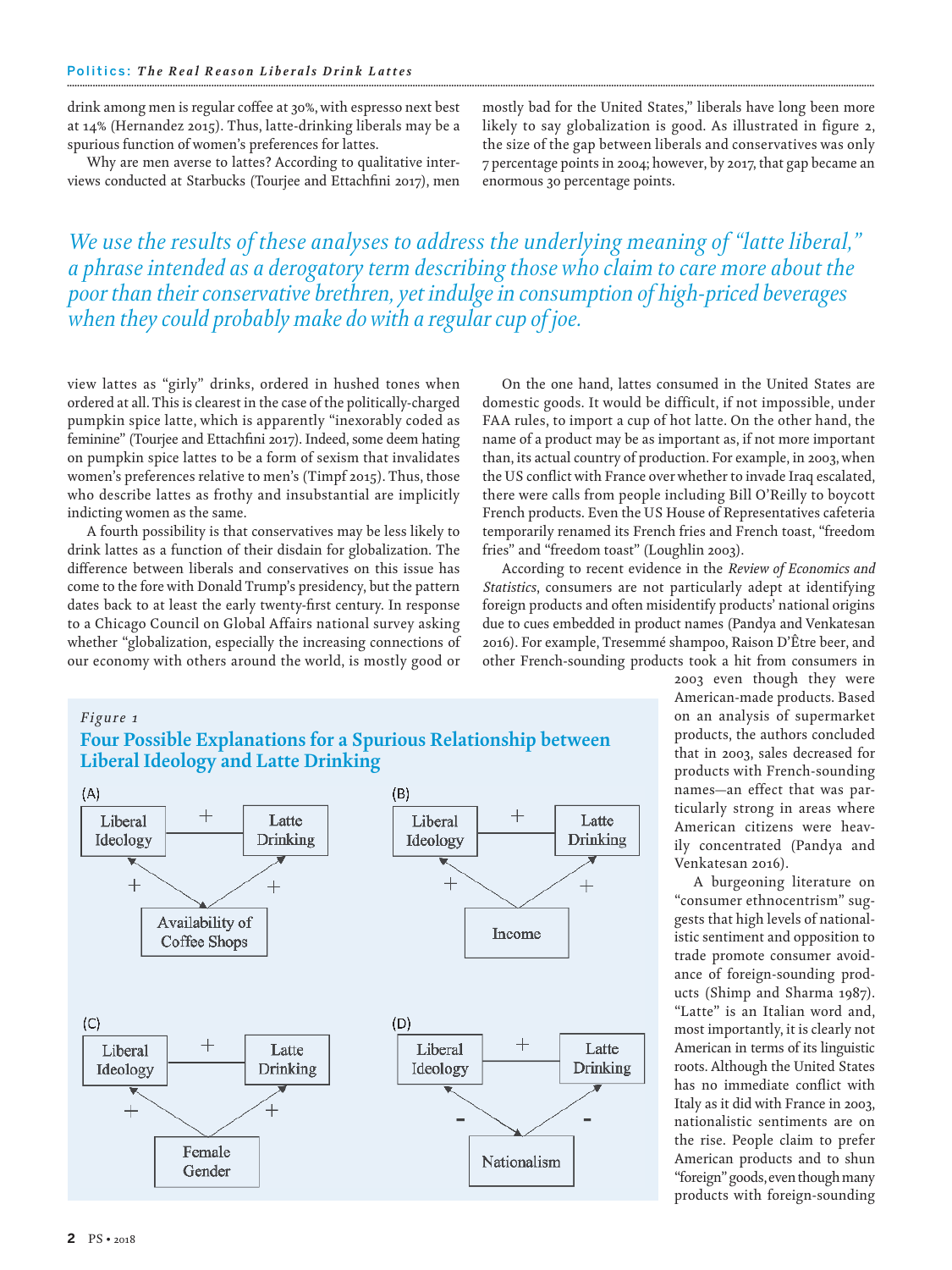drink among men is regular coffee at 30%, with espresso next best at 14% (Hernandez 2015). Thus, latte-drinking liberals may be a spurious function of women's preferences for lattes.

Why are men averse to lattes? According to qualitative interviews conducted at Starbucks (Tourjee and Ettachfini 2017), men view lattes as "girly" drinks, ordered in hushed tones when ordered at all. This is clearest in the case of the politically-charged pumpkin spice latte, which is apparently "inexorably coded as feminine" (Tourjee and Ettachfini 2017). Indeed, some deem hating on pumpkin spice lattes to be a form of sexism that invalidates women's preferences relative to men's (Timpf 2015). Thus, those who describe lattes as frothy and insubstantial are implicitly indicting women as the same.

A fourth possibility is that conservatives may be less likely to drink lattes as a function of their disdain for globalization. The difference between liberals and conservatives on this issue has come to the fore with Donald Trump's presidency, but the pattern dates back to at least the early twenty-first century. In response to a Chicago Council on Global Affairs national survey asking whether "globalization, especially the increasing connections of our economy with others around the world, is mostly good or mostly bad for the United States," liberals have long been more likely to say globalization is good. As illustrated in figure 2, the size of the gap between liberals and conservatives was only 7 percentage points in 2004; however, by 2017, that gap became an enormous 30 percentage points.

*We use the results of these analyses to address the underlying meaning of "latte liberal," a phrase intended as a derogatory term describing those who claim to care more about the poor than their conservative brethren, yet indulge in consumption of high-priced beverages when they could probably make do with a regular cup of joe.*

On the one hand, lattes consumed in the United States are domestic goods. It would be difficult, if not impossible, under FAA rules, to import a cup of hot latte. On the other hand, the name of a product may be as important as, if not more important than, its actual country of production. For example, in 2003, when the US conflict with France over whether to invade Iraq escalated, there were calls from people including Bill O'Reilly to boycott French products. Even the US House of Representatives cafeteria temporarily renamed its French fries and French toast, "freedom fries" and "freedom toast" (Loughlin 2003).

According to recent evidence in the *Review of Economics and Statistics*, consumers are not particularly adept at identifying foreign products and often misidentify products' national origins due to cues embedded in product names (Pandya and Venkatesan 2016). For example, Tresemmé shampoo, Raison D'Être beer, and other French-sounding products took a hit from consumers in 2003 even though they were American-made products. Based on an analysis of supermarket products, the authors concluded that in 2003, sales decreased for products with French-sounding names—an effect that was particularly strong in areas where American citizens were heavily concentrated (Pandya and Venkatesan 2016).

A burgeoning literature on "consumer ethnocentrism" suggests that high levels of nationalistic sentiment and opposition to trade promote consumer avoidance of foreign-sounding products (Shimp and Sharma 1987). "Latte" is an Italian word and, most importantly, it is clearly not American in terms of its linguistic roots. Although the United States has no immediate conflict with Italy as it did with France in 2003, nationalistic sentiments are on the rise. People claim to prefer American products and to shun "foreign" goods, even though many products with foreign-sounding

*Figure 1*

**Four Possible Explanations for a Spurious Relationship between Liberal Ideology and Latte Drinking**

(A) Liberal Ideology —(+)— Latte Drinking; Availability of Coffee Shops → Liberal Ideology (+), → Latte Drinking (+)

(B) Liberal Ideology —(+)— Latte Drinking; Income → Liberal Ideology (+), → Latte Drinking (+)

(C) Liberal Ideology —(+)— Latte Drinking; Female Gender → Liberal Ideology (+), → Latte Drinking (+)

(D) Liberal Ideology —(+)— Latte Drinking; Nationalism → Liberal Ideology (-), → Latte Drinking (-)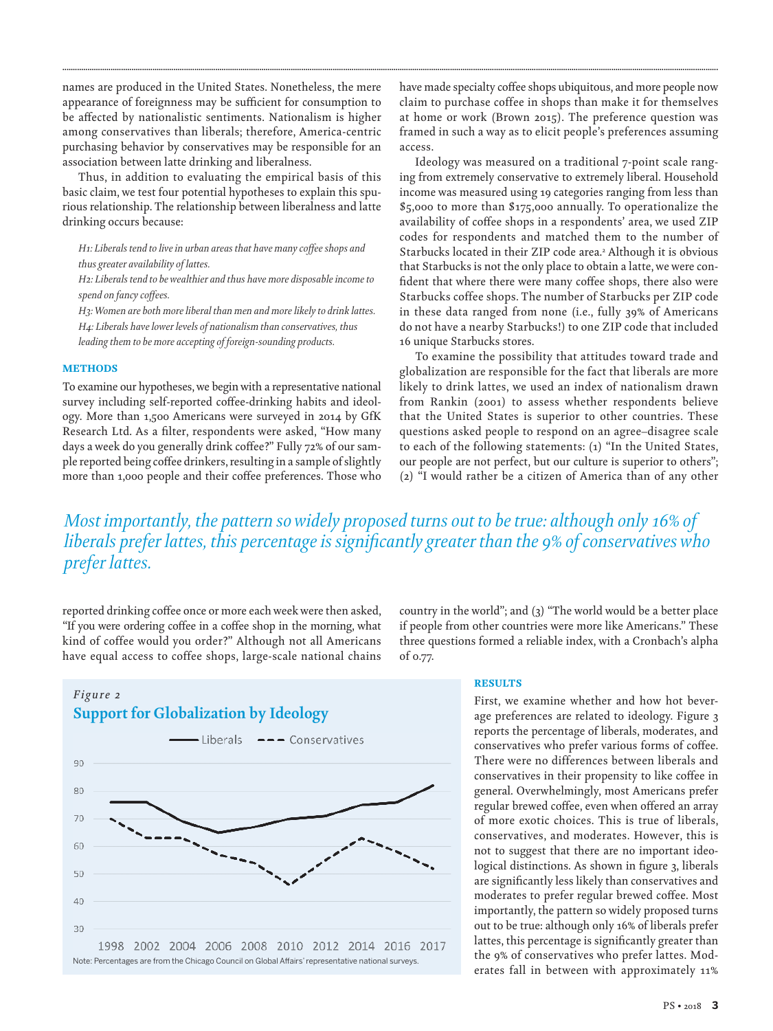names are produced in the United States. Nonetheless, the mere appearance of foreignness may be sufficient for consumption to be affected by nationalistic sentiments. Nationalism is higher among conservatives than liberals; therefore, America-centric purchasing behavior by conservatives may be responsible for an association between latte drinking and liberalness.

Thus, in addition to evaluating the empirical basis of this basic claim, we test four potential hypotheses to explain this spurious relationship. The relationship between liberalness and latte drinking occurs because:

*H1: Liberals tend to live in urban areas that have many coffee shops and thus greater availability of lattes.*

*H2: Liberals tend to be wealthier and thus have more disposable income to spend on fancy coffees.*

*H3: Women are both more liberal than men and more likely to drink lattes.*

*H4: Liberals have lower levels of nationalism than conservatives, thus leading them to be more accepting of foreign-sounding products.*

## METHODS

To examine our hypotheses, we begin with a representative national survey including self-reported coffee-drinking habits and ideology. More than 1,500 Americans were surveyed in 2014 by GfK Research Ltd. As a filter, respondents were asked, "How many days a week do you generally drink coffee?" Fully 72% of our sample reported being coffee drinkers, resulting in a sample of slightly more than 1,000 people and their coffee preferences. Those who reported drinking coffee once or more each week were then asked, "If you were ordering coffee in a coffee shop in the morning, what kind of coffee would you order?" Although not all Americans have equal access to coffee shops, large-scale national chains have made specialty coffee shops ubiquitous, and more people now claim to purchase coffee in shops than make it for themselves at home or work (Brown 2015). The preference question was framed in such a way as to elicit people's preferences assuming access.

Ideology was measured on a traditional 7-point scale ranging from extremely conservative to extremely liberal. Household income was measured using 19 categories ranging from less than $5,000 to more than $175,000 annually. To operationalize the availability of coffee shops in a respondents' area, we used ZIP codes for respondents and matched them to the number of Starbucks located in their ZIP code area.[2] Although it is obvious that Starbucks is not the only place to obtain a latte, we were confident that where there were many coffee shops, there also were Starbucks coffee shops. The number of Starbucks per ZIP code in these data ranged from none (i.e., fully 39% of Americans do not have a nearby Starbucks!) to one ZIP code that included 16 unique Starbucks stores.

To examine the possibility that attitudes toward trade and globalization are responsible for the fact that liberals are more likely to drink lattes, we used an index of nationalism drawn from Rankin (2001) to assess whether respondents believe that the United States is superior to other countries. These questions asked people to respond on an agree–disagree scale to each of the following statements: (1) "In the United States, our people are not perfect, but our culture is superior to others"; (2) "I would rather be a citizen of America than of any other country in the world"; and (3) "The world would be a better place if people from other countries were more like Americans." These three questions formed a reliable index, with a Cronbach's alpha of 0.77.

*Most importantly, the pattern so widely proposed turns out to be true: although only 16% of liberals prefer lattes, this percentage is significantly greater than the 9% of conservatives who prefer lattes.*

*Figure 2*

**Support for Globalization by Ideology**

Note: Percentages are from the Chicago Council on Global Affairs' representative national surveys.

## RESULTS

First, we examine whether and how hot beverage preferences are related to ideology. Figure 3 reports the percentage of liberals, moderates, and conservatives who prefer various forms of coffee. There were no differences between liberals and conservatives in their propensity to like coffee in general. Overwhelmingly, most Americans prefer regular brewed coffee, even when offered an array of more exotic choices. This is true of liberals, conservatives, and moderates. However, this is not to suggest that there are no important ideological distinctions. As shown in figure 3, liberals are significantly less likely than conservatives and moderates to prefer regular brewed coffee. Most importantly, the pattern so widely proposed turns out to be true: although only 16% of liberals prefer lattes, this percentage is significantly greater than the 9% of conservatives who prefer lattes. Moderates fall in between with approximately 11%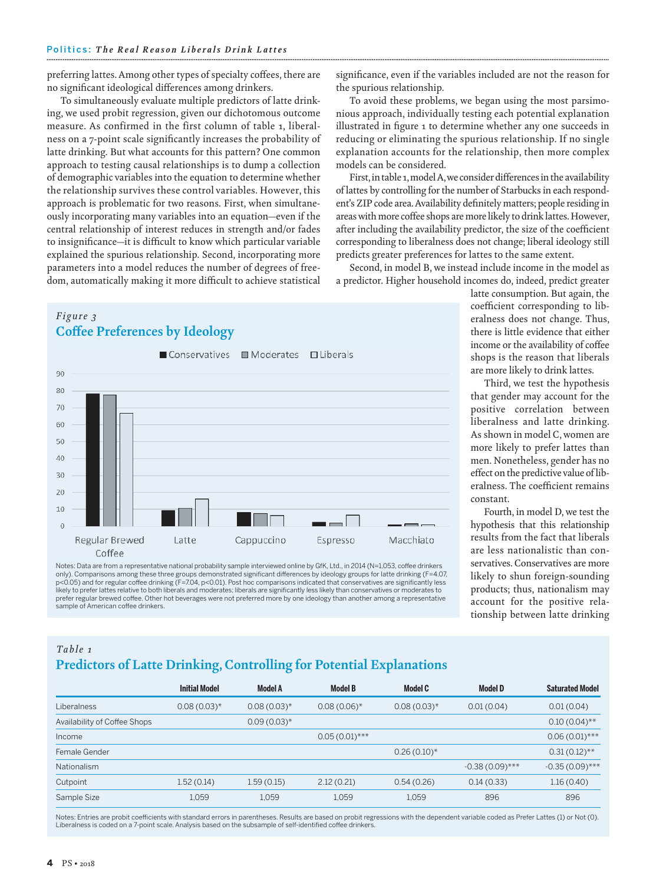preferring lattes. Among other types of specialty coffees, there are no significant ideological differences among drinkers.

To simultaneously evaluate multiple predictors of latte drinking, we used probit regression, given our dichotomous outcome measure. As confirmed in the first column of table 1, liberalness on a 7-point scale significantly increases the probability of latte drinking. But what accounts for this pattern? One common approach to testing causal relationships is to dump a collection of demographic variables into the equation to determine whether the relationship survives these control variables. However, this approach is problematic for two reasons. First, when simultaneously incorporating many variables into an equation—even if the central relationship of interest reduces in strength and/or fades to insignificance—it is difficult to know which particular variable explained the spurious relationship. Second, incorporating more parameters into a model reduces the number of degrees of freedom, automatically making it more difficult to achieve statistical significance, even if the variables included are not the reason for the spurious relationship.

To avoid these problems, we began using the most parsimonious approach, individually testing each potential explanation illustrated in figure 1 to determine whether any one succeeds in reducing or eliminating the spurious relationship. If no single explanation accounts for the relationship, then more complex models can be considered.

First, in table 1, model A, we consider differences in the availability of lattes by controlling for the number of Starbucks in each respondent's ZIP code area. Availability definitely matters; people residing in areas with more coffee shops are more likely to drink lattes. However, after including the availability predictor, the size of the coefficient corresponding to liberalness does not change; liberal ideology still predicts greater preferences for lattes to the same extent.

Second, in model B, we instead include income in the model as a predictor. Higher household incomes do, indeed, predict greater latte consumption. But again, the coefficient corresponding to liberalness does not change. Thus, there is little evidence that either income or the availability of coffee shops is the reason that liberals are more likely to drink lattes.

Third, we test the hypothesis that gender may account for the positive correlation between liberalness and latte drinking. As shown in model C, women are more likely to prefer lattes than men. Nonetheless, gender has no effect on the predictive value of liberalness. The coefficient remains constant.

Fourth, in model D, we test the hypothesis that this relationship results from the fact that liberals are less nationalistic than conservatives. Conservatives are more likely to shun foreign-sounding products; thus, nationalism may account for the positive relationship between latte drinking

*Figure 3*

## Coffee Preferences by Ideology

Conservatives | Moderates | Liberals

90
80
70
60
50
40
30
20
10
0

Regular Brewed Coffee | Latte | Cappuccino | Espresso | Macchiato

Notes: Data are from a representative national probability sample interviewed online by GfK, Ltd., in 2014 (N=1,053, coffee drinkers only). Comparisons among these three groups demonstrated significant differences by ideology groups for latte drinking (F=4.07, p<0.05) and for regular coffee drinking (F=7.04, p<0.01). Post hoc comparisons indicated that conservatives are significantly less likely to prefer lattes relative to both liberals and moderates; liberals are significantly less likely than conservatives or moderates to prefer regular brewed coffee. Other hot beverages were not preferred more by one ideology than another among a representative sample of American coffee drinkers.

*Table 1*

## Predictors of Latte Drinking, Controlling for Potential Explanations

| | Initial Model | Model A | Model B | Model C | Model D | Saturated Model |
|---|---|---|---|---|---|---|
| Liberalness | 0.08 (0.03)* | 0.08 (0.03)* | 0.08 (0.06)* | 0.08 (0.03)* | 0.01 (0.04) | 0.01 (0.04) |
| Availability of Coffee Shops | | 0.09 (0.03)* | | | | 0.10 (0.04)** |
| Income | | | 0.05 (0.01)*** | | | 0.06 (0.01)*** |
| Female Gender | | | | 0.26 (0.10)* | | 0.31 (0.12)** |
| Nationalism | | | | | -0.38 (0.09)*** | -0.35 (0.09)*** |
| Cutpoint | 1.52 (0.14) | 1.59 (0.15) | 2.12 (0.21) | 0.54 (0.26) | 0.14 (0.33) | 1.16 (0.40) |
| Sample Size | 1,059 | 1,059 | 1,059 | 1,059 | 896 | 896 |

Notes: Entries are probit coefficients with standard errors in parentheses. Results are based on probit regressions with the dependent variable coded as Prefer Lattes (1) or Not (0). Liberalness is coded on a 7-point scale. Analysis based on the subsample of self-identified coffee drinkers.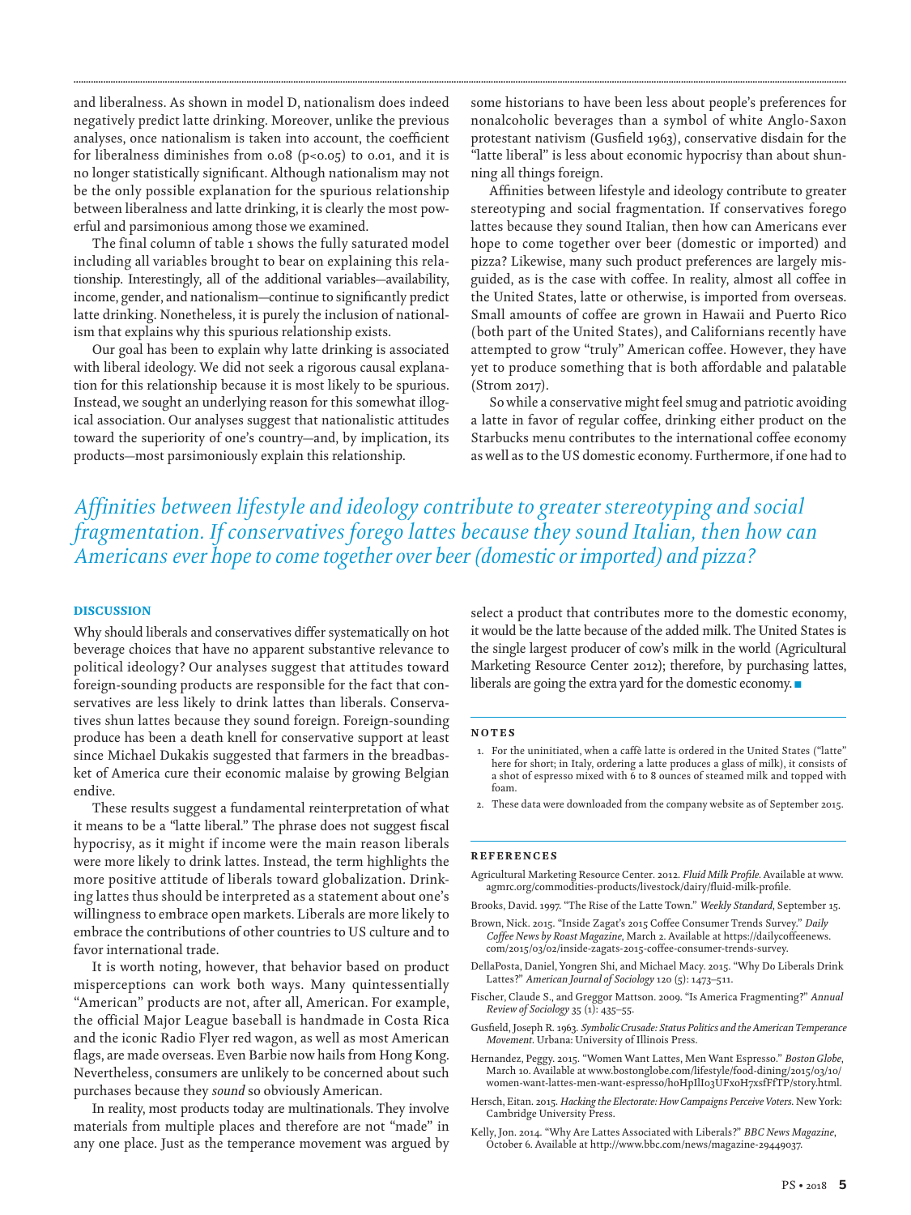and liberalness. As shown in model D, nationalism does indeed negatively predict latte drinking. Moreover, unlike the previous analyses, once nationalism is taken into account, the coefficient for liberalness diminishes from 0.08 ($p<0.05$) to 0.01, and it is no longer statistically significant. Although nationalism may not be the only possible explanation for the spurious relationship between liberalness and latte drinking, it is clearly the most powerful and parsimonious among those we examined.

The final column of table 1 shows the fully saturated model including all variables brought to bear on explaining this relationship. Interestingly, all of the additional variables—availability, income, gender, and nationalism—continue to significantly predict latte drinking. Nonetheless, it is purely the inclusion of nationalism that explains why this spurious relationship exists.

Our goal has been to explain why latte drinking is associated with liberal ideology. We did not seek a rigorous causal explanation for this relationship because it is most likely to be spurious. Instead, we sought an underlying reason for this somewhat illogical association. Our analyses suggest that nationalistic attitudes toward the superiority of one's country—and, by implication, its products—most parsimoniously explain this relationship.

## DISCUSSION

Why should liberals and conservatives differ systematically on hot beverage choices that have no apparent substantive relevance to political ideology? Our analyses suggest that attitudes toward foreign-sounding products are responsible for the fact that conservatives are less likely to drink lattes than liberals. Conservatives shun lattes because they sound foreign. Foreign-sounding produce has been a death knell for conservative support at least since Michael Dukakis suggested that farmers in the breadbasket of America cure their economic malaise by growing Belgian endive.

These results suggest a fundamental reinterpretation of what it means to be a "latte liberal." The phrase does not suggest fiscal hypocrisy, as it might if income were the main reason liberals were more likely to drink lattes. Instead, the term highlights the more positive attitude of liberals toward globalization. Drinking lattes thus should be interpreted as a statement about one's willingness to embrace open markets. Liberals are more likely to embrace the contributions of other countries to US culture and to favor international trade.

It is worth noting, however, that behavior based on product misperceptions can work both ways. Many quintessentially "American" products are not, after all, American. For example, the official Major League baseball is handmade in Costa Rica and the iconic Radio Flyer red wagon, as well as most American flags, are made overseas. Even Barbie now hails from Hong Kong. Nevertheless, consumers are unlikely to be concerned about such purchases because they *sound* so obviously American.

In reality, most products today are multinationals. They involve materials from multiple places and therefore are not "made" in any one place. Just as the temperance movement was argued by some historians to have been less about people's preferences for nonalcoholic beverages than a symbol of white Anglo-Saxon protestant nativism (Gusfield 1963), conservative disdain for the "latte liberal" is less about economic hypocrisy than about shunning all things foreign.

Affinities between lifestyle and ideology contribute to greater stereotyping and social fragmentation. If conservatives forego lattes because they sound Italian, then how can Americans ever hope to come together over beer (domestic or imported) and pizza? Likewise, many such product preferences are largely misguided, as is the case with coffee. In reality, almost all coffee in the United States, latte or otherwise, is imported from overseas. Small amounts of coffee are grown in Hawaii and Puerto Rico (both part of the United States), and Californians recently have attempted to grow "truly" American coffee. However, they have yet to produce something that is both affordable and palatable (Strom 2017).

So while a conservative might feel smug and patriotic avoiding a latte in favor of regular coffee, drinking either product on the Starbucks menu contributes to the international coffee economy as well as to the US domestic economy. Furthermore, if one had to select a product that contributes more to the domestic economy, it would be the latte because of the added milk. The United States is the single largest producer of cow's milk in the world (Agricultural Marketing Resource Center 2012); therefore, by purchasing lattes, liberals are going the extra yard for the domestic economy. ■

*Affinities between lifestyle and ideology contribute to greater stereotyping and social fragmentation. If conservatives forego lattes because they sound Italian, then how can Americans ever hope to come together over beer (domestic or imported) and pizza?*

## NOTES

1. For the uninitiated, when a caffè latte is ordered in the United States ("latte" here for short; in Italy, ordering a latte produces a glass of milk), it consists of a shot of espresso mixed with 6 to 8 ounces of steamed milk and topped with foam.
2. These data were downloaded from the company website as of September 2015.

## REFERENCES

Agricultural Marketing Resource Center. 2012. *Fluid Milk Profile*. Available at www.agmrc.org/commodities-products/livestock/dairy/fluid-milk-profile.

Brooks, David. 1997. "The Rise of the Latte Town." *Weekly Standard*, September 15.

Brown, Nick. 2015. "Inside Zagat's 2015 Coffee Consumer Trends Survey." *Daily Coffee News by Roast Magazine*, March 2. Available at https://dailycoffeenews.com/2015/03/02/inside-zagats-2015-coffee-consumer-trends-survey.

DellaPosta, Daniel, Yongren Shi, and Michael Macy. 2015. "Why Do Liberals Drink Lattes?" *American Journal of Sociology* 120 (5): 1473–511.

Fischer, Claude S., and Greggor Mattson. 2009. "Is America Fragmenting?" *Annual Review of Sociology* 35 (1): 435–55.

Gusfield, Joseph R. 1963. *Symbolic Crusade: Status Politics and the American Temperance Movement*. Urbana: University of Illinois Press.

Hernandez, Peggy. 2015. "Women Want Lattes, Men Want Espresso." *Boston Globe*, March 10. Available at www.bostonglobe.com/lifestyle/food-dining/2015/03/10/women-want-lattes-men-want-espresso/hoHpIlI03UFx0H7xsfFfTP/story.html.

Hersch, Eitan. 2015. *Hacking the Electorate: How Campaigns Perceive Voters*. New York: Cambridge University Press.

Kelly, Jon. 2014. "Why Are Lattes Associated with Liberals?" *BBC News Magazine*, October 6. Available at http://www.bbc.com/news/magazine-29449037.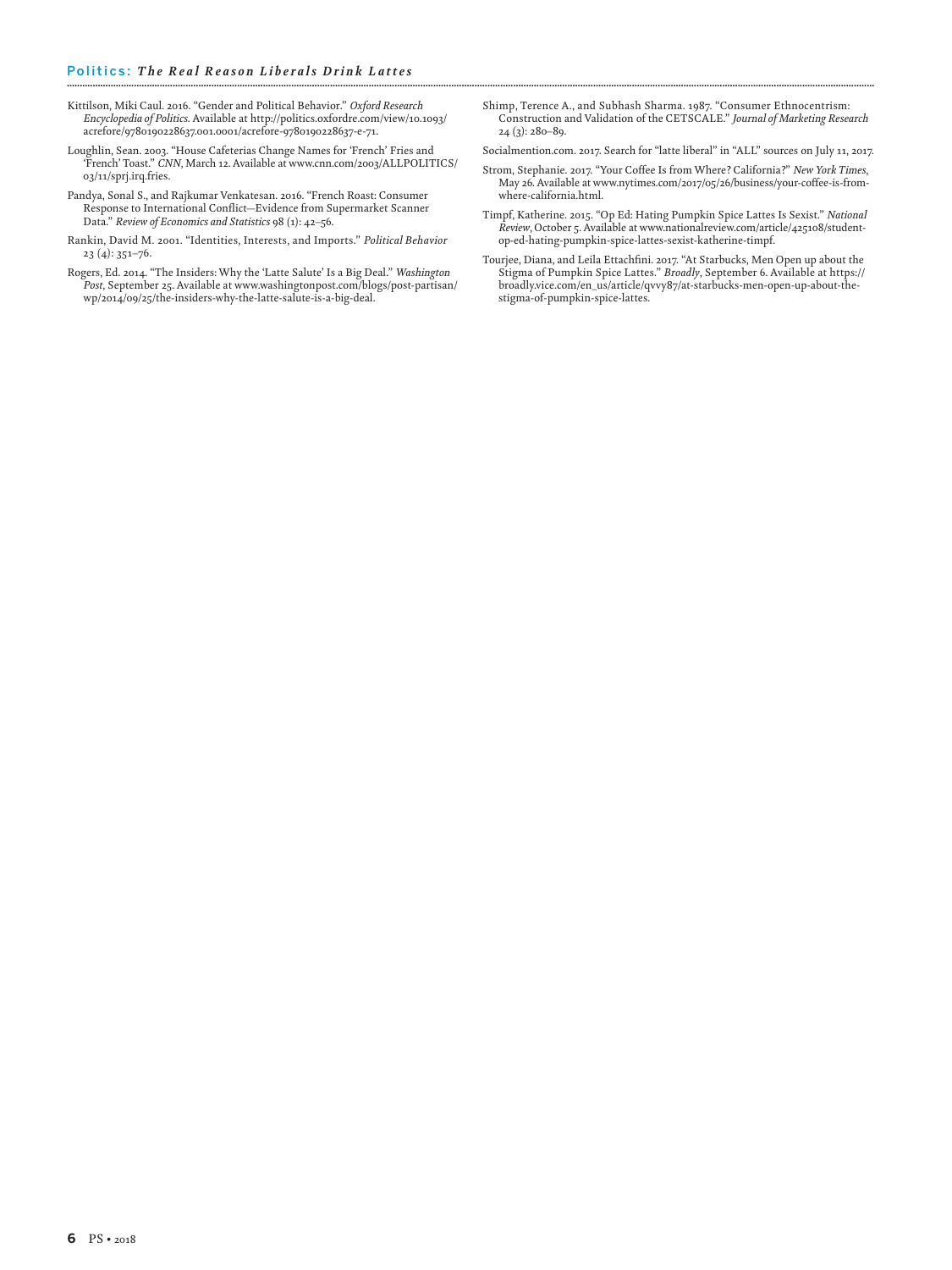Kittilson, Miki Caul. 2016. "Gender and Political Behavior." *Oxford Research Encyclopedia of Politics*. Available at http://politics.oxfordre.com/view/10.1093/acrefore/9780190228637.001.0001/acrefore-9780190228637-e-71.

Loughlin, Sean. 2003. "House Cafeterias Change Names for 'French' Fries and 'French' Toast." *CNN*, March 12. Available at www.cnn.com/2003/ALLPOLITICS/03/11/sprj.irq.fries.

Pandya, Sonal S., and Rajkumar Venkatesan. 2016. "French Roast: Consumer Response to International Conflict—Evidence from Supermarket Scanner Data." *Review of Economics and Statistics* 98 (1): 42–56.

Rankin, David M. 2001. "Identities, Interests, and Imports." *Political Behavior* 23 (4): 351–76.

Rogers, Ed. 2014. "The Insiders: Why the 'Latte Salute' Is a Big Deal." *Washington Post*, September 25. Available at www.washingtonpost.com/blogs/post-partisan/wp/2014/09/25/the-insiders-why-the-latte-salute-is-a-big-deal.

Shimp, Terence A., and Subhash Sharma. 1987. "Consumer Ethnocentrism: Construction and Validation of the CETSCALE." *Journal of Marketing Research* 24 (3): 280–89.

Socialmention.com. 2017. Search for "latte liberal" in "ALL" sources on July 11, 2017.

Strom, Stephanie. 2017. "Your Coffee Is from Where? California?" *New York Times*, May 26. Available at www.nytimes.com/2017/05/26/business/your-coffee-is-from-where-california.html.

Timpf, Katherine. 2015. "Op Ed: Hating Pumpkin Spice Lattes Is Sexist." *National Review*, October 5. Available at www.nationalreview.com/article/425108/student-op-ed-hating-pumpkin-spice-lattes-sexist-katherine-timpf.

Tourjee, Diana, and Leila Ettachfini. 2017. "At Starbucks, Men Open up about the Stigma of Pumpkin Spice Lattes." *Broadly*, September 6. Available at https://broadly.vice.com/en_us/article/qvvy87/at-starbucks-men-open-up-about-the-stigma-of-pumpkin-spice-lattes.